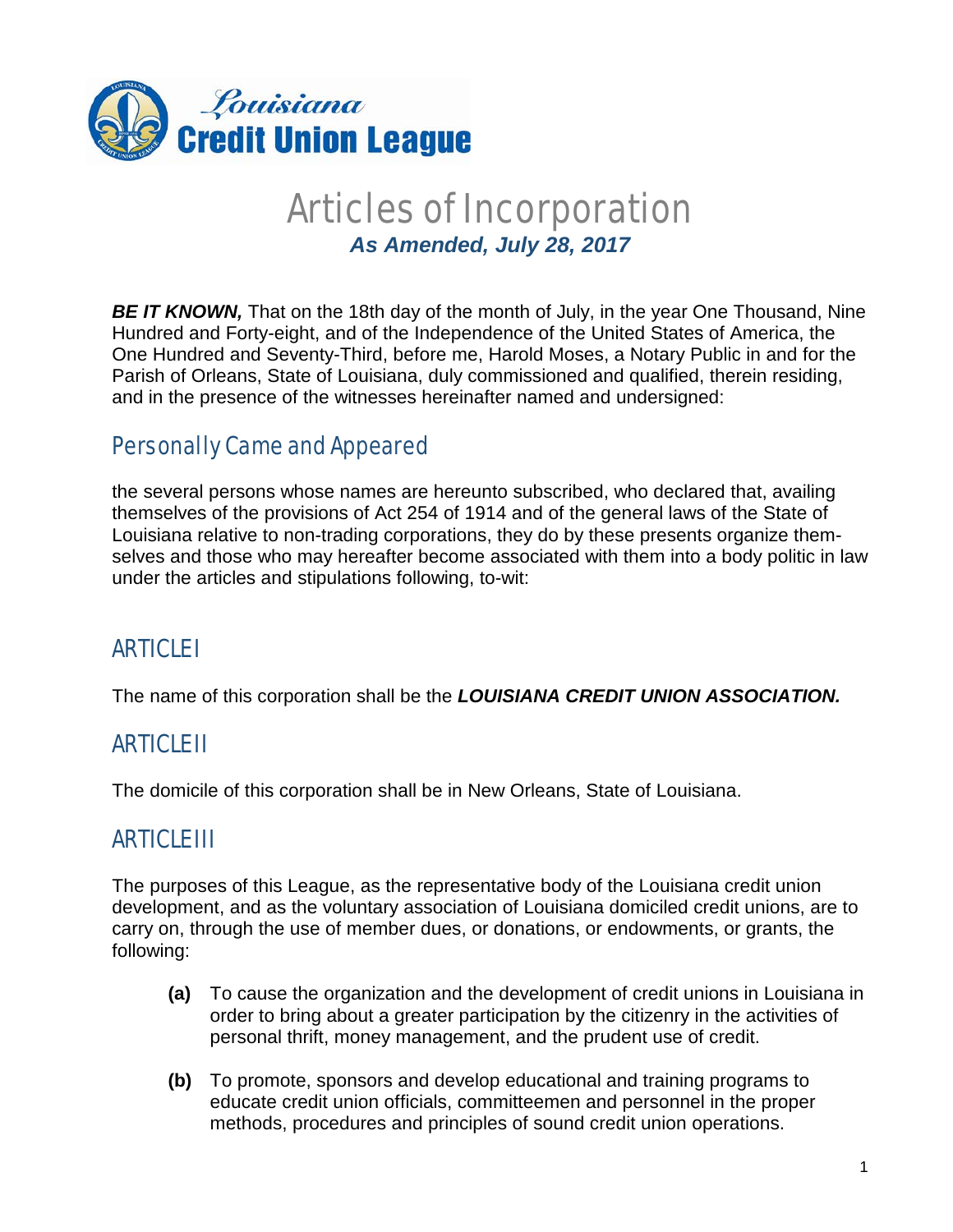Louisiana Credit Union League

# Articles of Incorporation

***As Amended, July 28, 2017***

***BE IT KNOWN,*** That on the 18th day of the month of July, in the year One Thousand, Nine Hundred and Forty-eight, and of the Independence of the United States of America, the One Hundred and Seventy-Third, before me, Harold Moses, a Notary Public in and for the Parish of Orleans, State of Louisiana, duly commissioned and qualified, therein residing, and in the presence of the witnesses hereinafter named and undersigned:

## Personally Came and Appeared

the several persons whose names are hereunto subscribed, who declared that, availing themselves of the provisions of Act 254 of 1914 and of the general laws of the State of Louisiana relative to non-trading corporations, they do by these presents organize themselves and those who may hereafter become associated with them into a body politic in law under the articles and stipulations following, to-wit:

## ARTICLE I

The name of this corporation shall be the ***LOUISIANA CREDIT UNION ASSOCIATION.***

## ARTICLE II

The domicile of this corporation shall be in New Orleans, State of Louisiana.

## ARTICLE III

The purposes of this League, as the representative body of the Louisiana credit union development, and as the voluntary association of Louisiana domiciled credit unions, are to carry on, through the use of member dues, or donations, or endowments, or grants, the following:

- **(a)** To cause the organization and the development of credit unions in Louisiana in order to bring about a greater participation by the citizenry in the activities of personal thrift, money management, and the prudent use of credit.
- **(b)** To promote, sponsors and develop educational and training programs to educate credit union officials, committeemen and personnel in the proper methods, procedures and principles of sound credit union operations.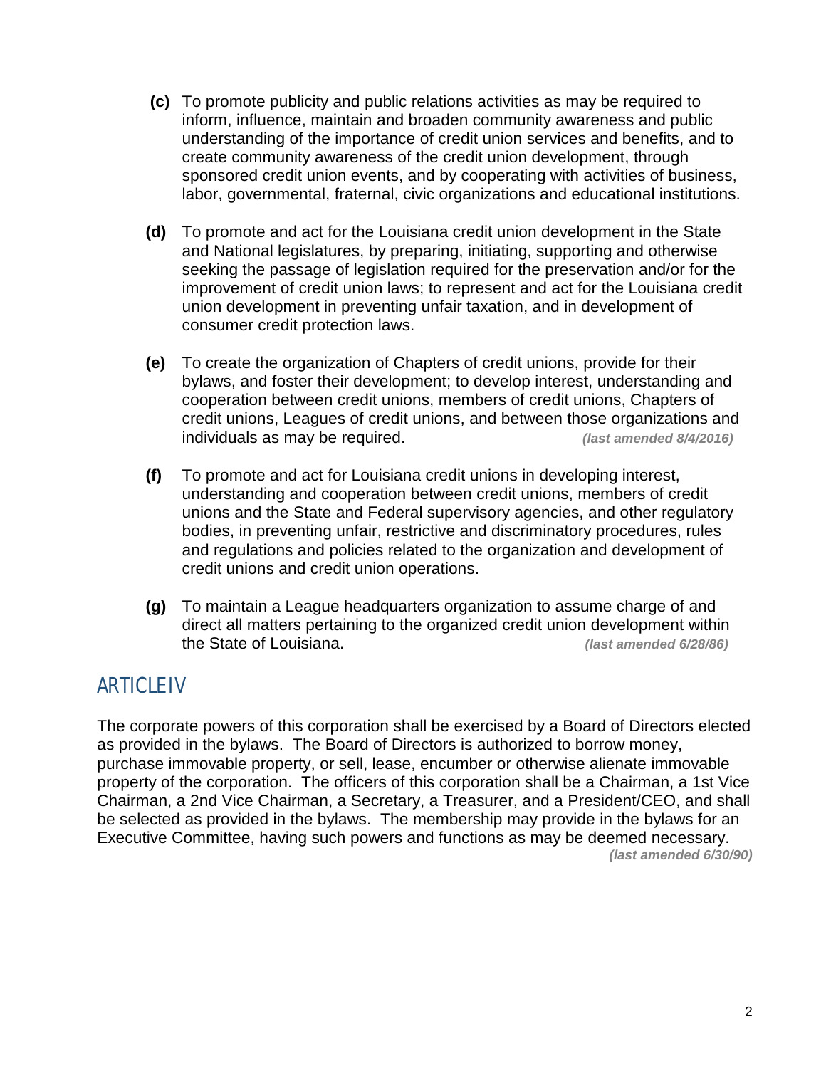**(c)** To promote publicity and public relations activities as may be required to inform, influence, maintain and broaden community awareness and public understanding of the importance of credit union services and benefits, and to create community awareness of the credit union development, through sponsored credit union events, and by cooperating with activities of business, labor, governmental, fraternal, civic organizations and educational institutions.

**(d)** To promote and act for the Louisiana credit union development in the State and National legislatures, by preparing, initiating, supporting and otherwise seeking the passage of legislation required for the preservation and/or for the improvement of credit union laws; to represent and act for the Louisiana credit union development in preventing unfair taxation, and in development of consumer credit protection laws.

**(e)** To create the organization of Chapters of credit unions, provide for their bylaws, and foster their development; to develop interest, understanding and cooperation between credit unions, members of credit unions, Chapters of credit unions, Leagues of credit unions, and between those organizations and individuals as may be required. ***(last amended 8/4/2016)***

**(f)** To promote and act for Louisiana credit unions in developing interest, understanding and cooperation between credit unions, members of credit unions and the State and Federal supervisory agencies, and other regulatory bodies, in preventing unfair, restrictive and discriminatory procedures, rules and regulations and policies related to the organization and development of credit unions and credit union operations.

**(g)** To maintain a League headquarters organization to assume charge of and direct all matters pertaining to the organized credit union development within the State of Louisiana. ***(last amended 6/28/86)***

## ARTICLE IV

The corporate powers of this corporation shall be exercised by a Board of Directors elected as provided in the bylaws. The Board of Directors is authorized to borrow money, purchase immovable property, or sell, lease, encumber or otherwise alienate immovable property of the corporation. The officers of this corporation shall be a Chairman, a 1st Vice Chairman, a 2nd Vice Chairman, a Secretary, a Treasurer, and a President/CEO, and shall be selected as provided in the bylaws. The membership may provide in the bylaws for an Executive Committee, having such powers and functions as may be deemed necessary. ***(last amended 6/30/90)***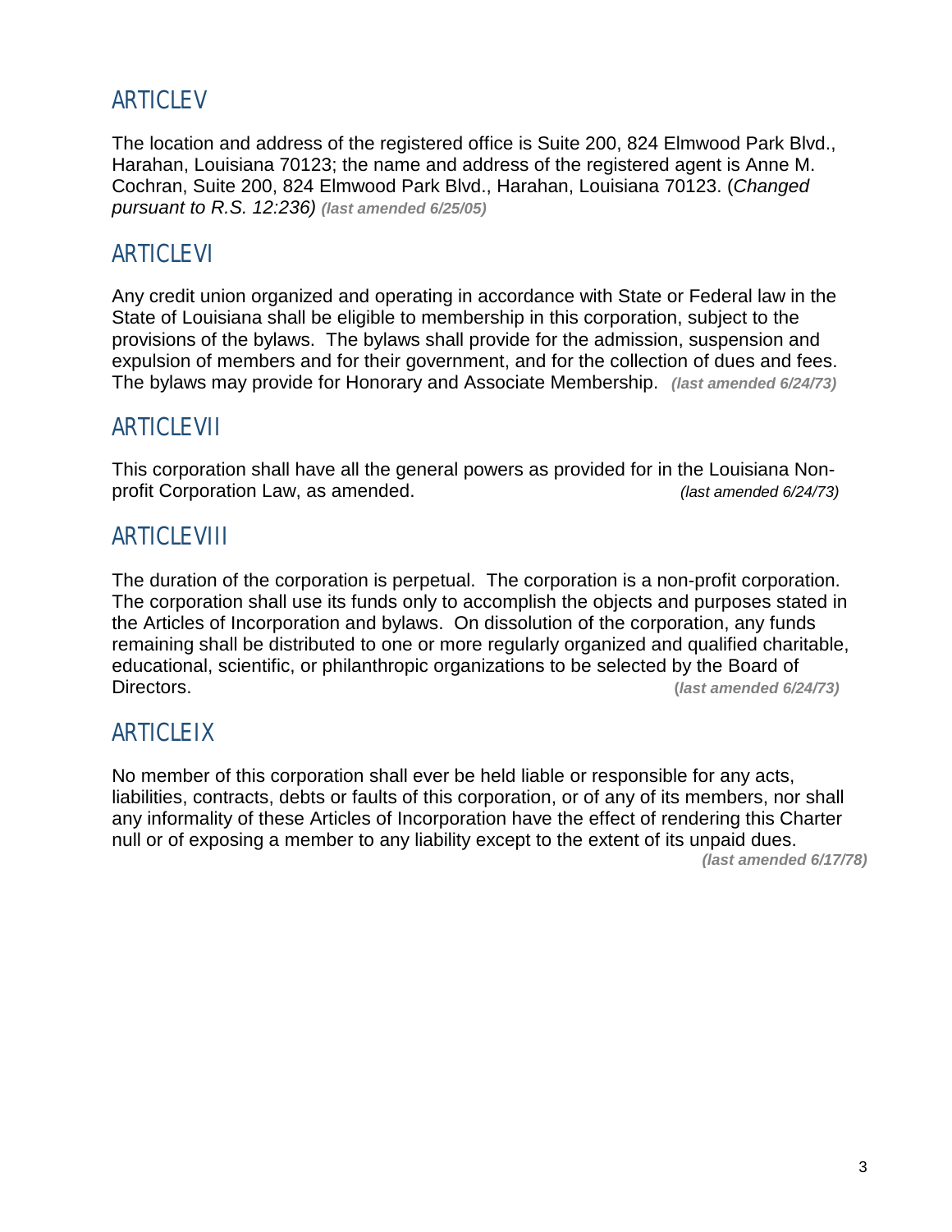## ARTICLE V

The location and address of the registered office is Suite 200, 824 Elmwood Park Blvd., Harahan, Louisiana 70123; the name and address of the registered agent is Anne M. Cochran, Suite 200, 824 Elmwood Park Blvd., Harahan, Louisiana 70123. (*Changed pursuant to R.S. 12:236)* ***(last amended 6/25/05)***

## ARTICLE VI

Any credit union organized and operating in accordance with State or Federal law in the State of Louisiana shall be eligible to membership in this corporation, subject to the provisions of the bylaws. The bylaws shall provide for the admission, suspension and expulsion of members and for their government, and for the collection of dues and fees. The bylaws may provide for Honorary and Associate Membership. ***(last amended 6/24/73)***

## ARTICLE VII

This corporation shall have all the general powers as provided for in the Louisiana Non-profit Corporation Law, as amended. *(last amended 6/24/73)*

## ARTICLE VIII

The duration of the corporation is perpetual. The corporation is a non-profit corporation. The corporation shall use its funds only to accomplish the objects and purposes stated in the Articles of Incorporation and bylaws. On dissolution of the corporation, any funds remaining shall be distributed to one or more regularly organized and qualified charitable, educational, scientific, or philanthropic organizations to be selected by the Board of Directors. ***(last amended 6/24/73)***

## ARTICLE IX

No member of this corporation shall ever be held liable or responsible for any acts, liabilities, contracts, debts or faults of this corporation, or of any of its members, nor shall any informality of these Articles of Incorporation have the effect of rendering this Charter null or of exposing a member to any liability except to the extent of its unpaid dues. ***(last amended 6/17/78)***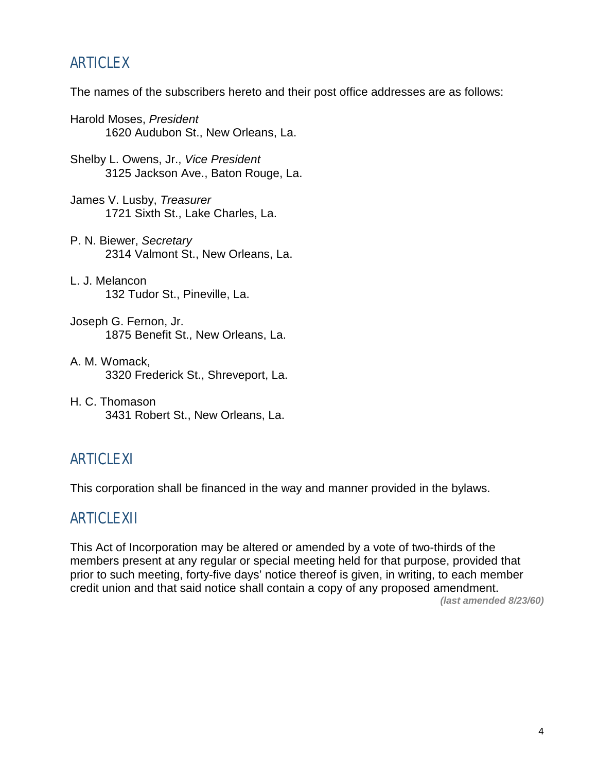## ARTICLE X

The names of the subscribers hereto and their post office addresses are as follows:

Harold Moses, *President*
1620 Audubon St., New Orleans, La.

Shelby L. Owens, Jr., *Vice President*
3125 Jackson Ave., Baton Rouge, La.

James V. Lusby, *Treasurer*
1721 Sixth St., Lake Charles, La.

P. N. Biewer, *Secretary*
2314 Valmont St., New Orleans, La.

L. J. Melancon
132 Tudor St., Pineville, La.

Joseph G. Fernon, Jr.
1875 Benefit St., New Orleans, La.

A. M. Womack,
3320 Frederick St., Shreveport, La.

H. C. Thomason
3431 Robert St., New Orleans, La.

## ARTICLE XI

This corporation shall be financed in the way and manner provided in the bylaws.

## ARTICLE XII

This Act of Incorporation may be altered or amended by a vote of two-thirds of the members present at any regular or special meeting held for that purpose, provided that prior to such meeting, forty-five days' notice thereof is given, in writing, to each member credit union and that said notice shall contain a copy of any proposed amendment.

***(last amended 8/23/60)***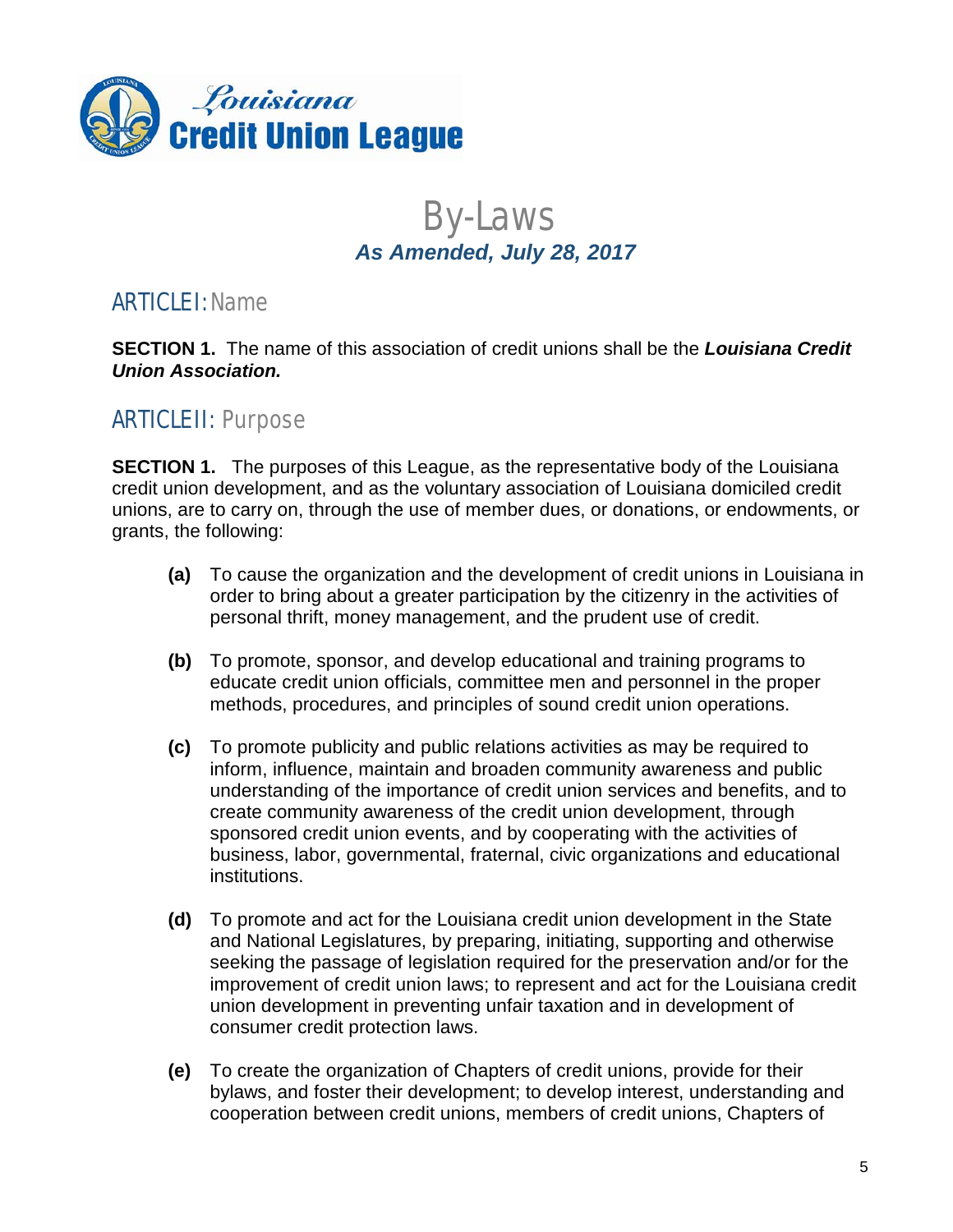# By-Laws

***As Amended, July 28, 2017***

## ARTICLE I: Name

**SECTION 1.** The name of this association of credit unions shall be the ***Louisiana Credit Union Association.***

## ARTICLE II: Purpose

**SECTION 1.** The purposes of this League, as the representative body of the Louisiana credit union development, and as the voluntary association of Louisiana domiciled credit unions, are to carry on, through the use of member dues, or donations, or endowments, or grants, the following:

**(a)** To cause the organization and the development of credit unions in Louisiana in order to bring about a greater participation by the citizenry in the activities of personal thrift, money management, and the prudent use of credit.

**(b)** To promote, sponsor, and develop educational and training programs to educate credit union officials, committee men and personnel in the proper methods, procedures, and principles of sound credit union operations.

**(c)** To promote publicity and public relations activities as may be required to inform, influence, maintain and broaden community awareness and public understanding of the importance of credit union services and benefits, and to create community awareness of the credit union development, through sponsored credit union events, and by cooperating with the activities of business, labor, governmental, fraternal, civic organizations and educational institutions.

**(d)** To promote and act for the Louisiana credit union development in the State and National Legislatures, by preparing, initiating, supporting and otherwise seeking the passage of legislation required for the preservation and/or for the improvement of credit union laws; to represent and act for the Louisiana credit union development in preventing unfair taxation and in development of consumer credit protection laws.

**(e)** To create the organization of Chapters of credit unions, provide for their bylaws, and foster their development; to develop interest, understanding and cooperation between credit unions, members of credit unions, Chapters of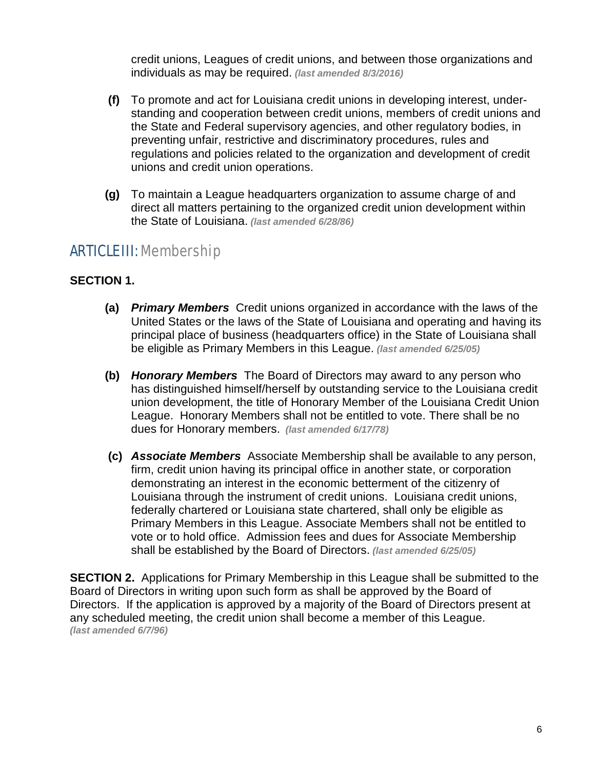credit unions, Leagues of credit unions, and between those organizations and individuals as may be required. ***(last amended 8/3/2016)***

**(f)** To promote and act for Louisiana credit unions in developing interest, understanding and cooperation between credit unions, members of credit unions and the State and Federal supervisory agencies, and other regulatory bodies, in preventing unfair, restrictive and discriminatory procedures, rules and regulations and policies related to the organization and development of credit unions and credit union operations.

**(g)** To maintain a League headquarters organization to assume charge of and direct all matters pertaining to the organized credit union development within the State of Louisiana. ***(last amended 6/28/86)***

## ARTICLE III: Membership

**SECTION 1.**

**(a)** ***Primary Members*** Credit unions organized in accordance with the laws of the United States or the laws of the State of Louisiana and operating and having its principal place of business (headquarters office) in the State of Louisiana shall be eligible as Primary Members in this League. ***(last amended 6/25/05)***

**(b)** ***Honorary Members*** The Board of Directors may award to any person who has distinguished himself/herself by outstanding service to the Louisiana credit union development, the title of Honorary Member of the Louisiana Credit Union League. Honorary Members shall not be entitled to vote. There shall be no dues for Honorary members. ***(last amended 6/17/78)***

**(c)** ***Associate Members*** Associate Membership shall be available to any person, firm, credit union having its principal office in another state, or corporation demonstrating an interest in the economic betterment of the citizenry of Louisiana through the instrument of credit unions. Louisiana credit unions, federally chartered or Louisiana state chartered, shall only be eligible as Primary Members in this League. Associate Members shall not be entitled to vote or to hold office. Admission fees and dues for Associate Membership shall be established by the Board of Directors. ***(last amended 6/25/05)***

**SECTION 2.** Applications for Primary Membership in this League shall be submitted to the Board of Directors in writing upon such form as shall be approved by the Board of Directors. If the application is approved by a majority of the Board of Directors present at any scheduled meeting, the credit union shall become a member of this League.
***(last amended 6/7/96)***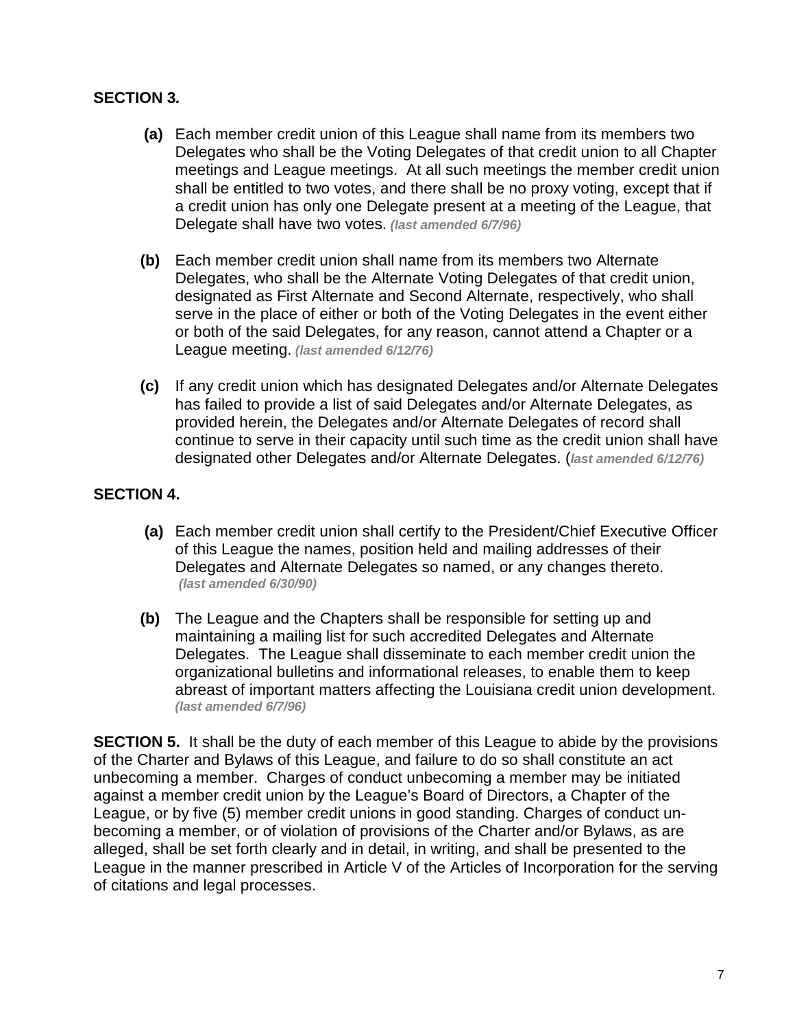**SECTION 3.**

**(a)** Each member credit union of this League shall name from its members two Delegates who shall be the Voting Delegates of that credit union to all Chapter meetings and League meetings. At all such meetings the member credit union shall be entitled to two votes, and there shall be no proxy voting, except that if a credit union has only one Delegate present at a meeting of the League, that Delegate shall have two votes. ***(last amended 6/7/96)***

**(b)** Each member credit union shall name from its members two Alternate Delegates, who shall be the Alternate Voting Delegates of that credit union, designated as First Alternate and Second Alternate, respectively, who shall serve in the place of either or both of the Voting Delegates in the event either or both of the said Delegates, for any reason, cannot attend a Chapter or a League meeting. ***(last amended 6/12/76)***

**(c)** If any credit union which has designated Delegates and/or Alternate Delegates has failed to provide a list of said Delegates and/or Alternate Delegates, as provided herein, the Delegates and/or Alternate Delegates of record shall continue to serve in their capacity until such time as the credit union shall have designated other Delegates and/or Alternate Delegates. (***last amended 6/12/76)***

**SECTION 4.**

**(a)** Each member credit union shall certify to the President/Chief Executive Officer of this League the names, position held and mailing addresses of their Delegates and Alternate Delegates so named, or any changes thereto. ***(last amended 6/30/90)***

**(b)** The League and the Chapters shall be responsible for setting up and maintaining a mailing list for such accredited Delegates and Alternate Delegates. The League shall disseminate to each member credit union the organizational bulletins and informational releases, to enable them to keep abreast of important matters affecting the Louisiana credit union development. ***(last amended 6/7/96)***

**SECTION 5.** It shall be the duty of each member of this League to abide by the provisions of the Charter and Bylaws of this League, and failure to do so shall constitute an act unbecoming a member. Charges of conduct unbecoming a member may be initiated against a member credit union by the League's Board of Directors, a Chapter of the League, or by five (5) member credit unions in good standing. Charges of conduct un-becoming a member, or of violation of provisions of the Charter and/or Bylaws, as are alleged, shall be set forth clearly and in detail, in writing, and shall be presented to the League in the manner prescribed in Article V of the Articles of Incorporation for the serving of citations and legal processes.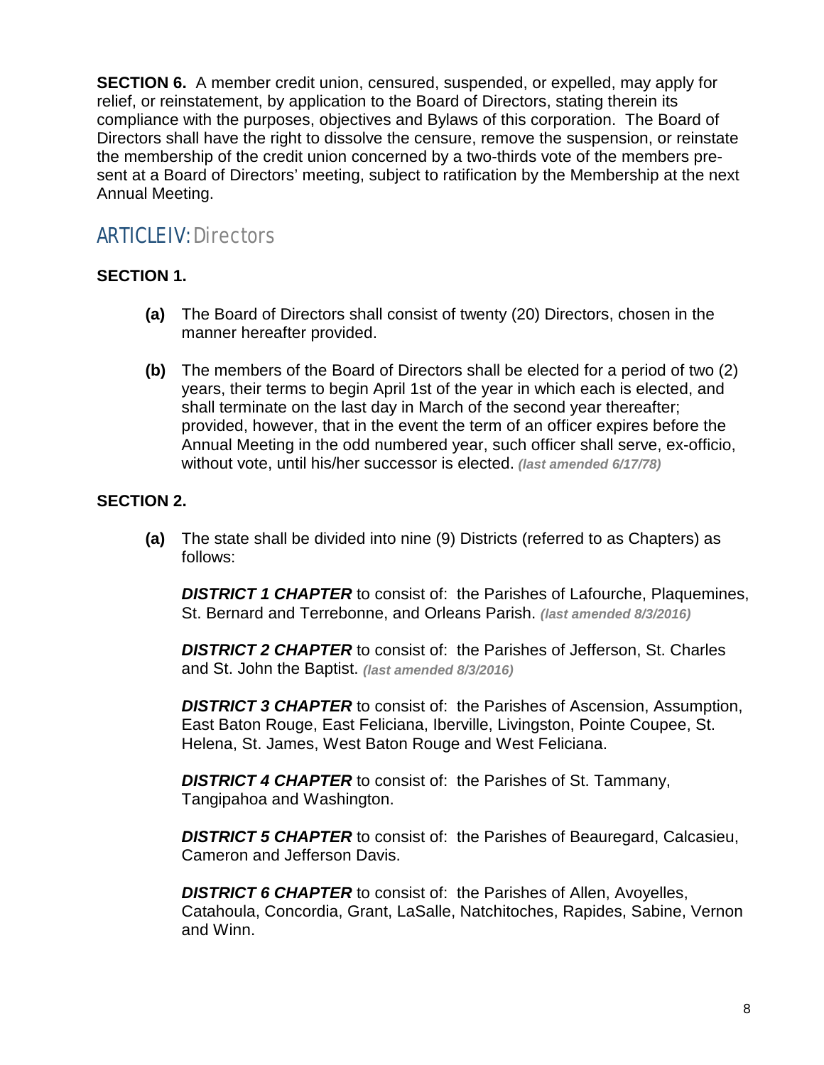**SECTION 6.** A member credit union, censured, suspended, or expelled, may apply for relief, or reinstatement, by application to the Board of Directors, stating therein its compliance with the purposes, objectives and Bylaws of this corporation. The Board of Directors shall have the right to dissolve the censure, remove the suspension, or reinstate the membership of the credit union concerned by a two-thirds vote of the members present at a Board of Directors' meeting, subject to ratification by the Membership at the next Annual Meeting.

## ARTICLE IV: Directors

**SECTION 1.**

**(a)** The Board of Directors shall consist of twenty (20) Directors, chosen in the manner hereafter provided.

**(b)** The members of the Board of Directors shall be elected for a period of two (2) years, their terms to begin April 1st of the year in which each is elected, and shall terminate on the last day in March of the second year thereafter; provided, however, that in the event the term of an officer expires before the Annual Meeting in the odd numbered year, such officer shall serve, ex-officio, without vote, until his/her successor is elected. ***(last amended 6/17/78)***

**SECTION 2.**

**(a)** The state shall be divided into nine (9) Districts (referred to as Chapters) as follows:

***DISTRICT 1 CHAPTER*** to consist of: the Parishes of Lafourche, Plaquemines, St. Bernard and Terrebonne, and Orleans Parish. ***(last amended 8/3/2016)***

***DISTRICT 2 CHAPTER*** to consist of: the Parishes of Jefferson, St. Charles and St. John the Baptist. ***(last amended 8/3/2016)***

***DISTRICT 3 CHAPTER*** to consist of: the Parishes of Ascension, Assumption, East Baton Rouge, East Feliciana, Iberville, Livingston, Pointe Coupee, St. Helena, St. James, West Baton Rouge and West Feliciana.

***DISTRICT 4 CHAPTER*** to consist of: the Parishes of St. Tammany, Tangipahoa and Washington.

***DISTRICT 5 CHAPTER*** to consist of: the Parishes of Beauregard, Calcasieu, Cameron and Jefferson Davis.

***DISTRICT 6 CHAPTER*** to consist of: the Parishes of Allen, Avoyelles, Catahoula, Concordia, Grant, LaSalle, Natchitoches, Rapides, Sabine, Vernon and Winn.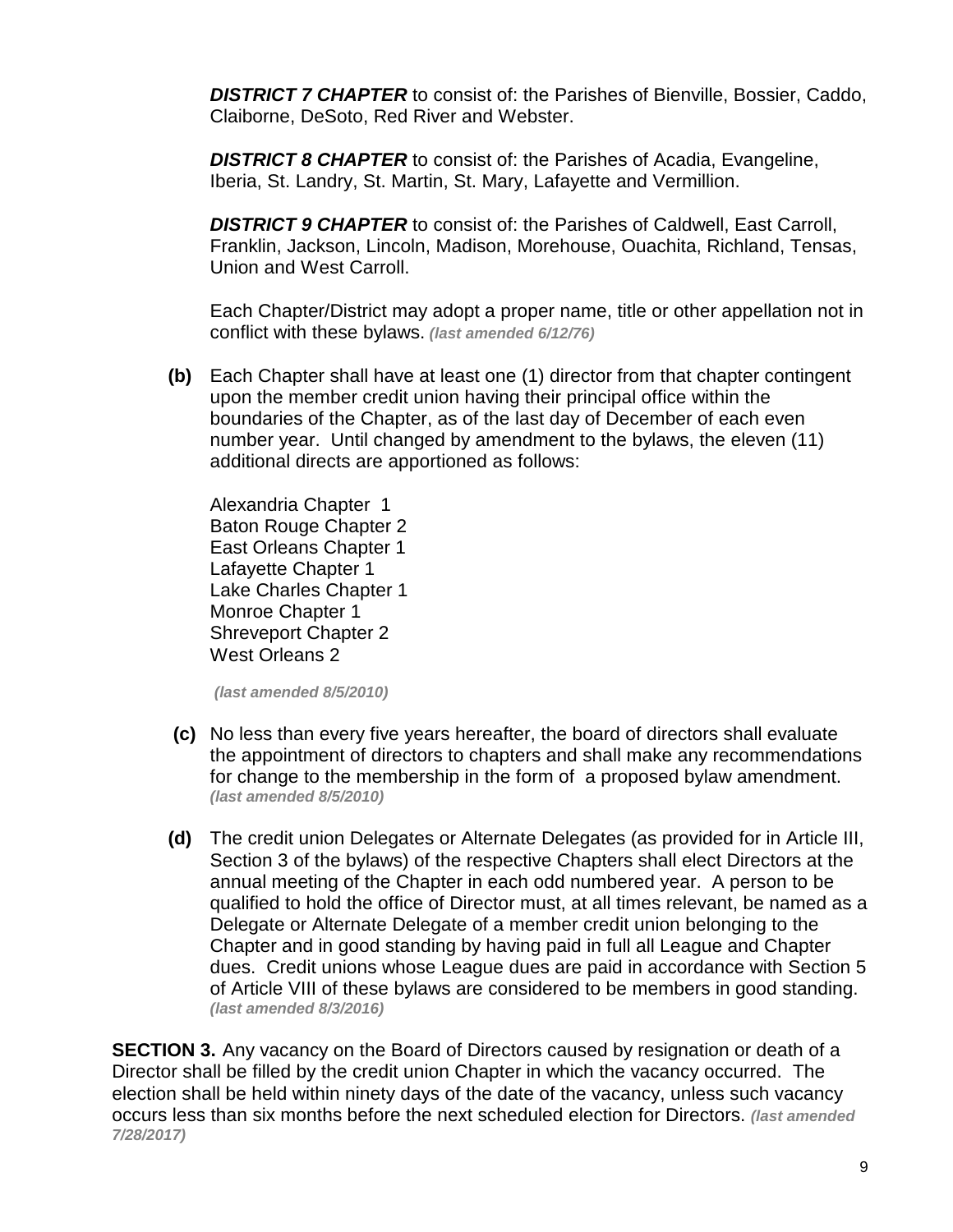***DISTRICT 7 CHAPTER*** to consist of: the Parishes of Bienville, Bossier, Caddo, Claiborne, DeSoto, Red River and Webster.

***DISTRICT 8 CHAPTER*** to consist of: the Parishes of Acadia, Evangeline, Iberia, St. Landry, St. Martin, St. Mary, Lafayette and Vermillion.

***DISTRICT 9 CHAPTER*** to consist of: the Parishes of Caldwell, East Carroll, Franklin, Jackson, Lincoln, Madison, Morehouse, Ouachita, Richland, Tensas, Union and West Carroll.

Each Chapter/District may adopt a proper name, title or other appellation not in conflict with these bylaws. ***(last amended 6/12/76)***

**(b)** Each Chapter shall have at least one (1) director from that chapter contingent upon the member credit union having their principal office within the boundaries of the Chapter, as of the last day of December of each even number year. Until changed by amendment to the bylaws, the eleven (11) additional directs are apportioned as follows:

Alexandria Chapter 1
Baton Rouge Chapter 2
East Orleans Chapter 1
Lafayette Chapter 1
Lake Charles Chapter 1
Monroe Chapter 1
Shreveport Chapter 2
West Orleans 2

***(last amended 8/5/2010)***

**(c)** No less than every five years hereafter, the board of directors shall evaluate the appointment of directors to chapters and shall make any recommendations for change to the membership in the form of a proposed bylaw amendment. ***(last amended 8/5/2010)***

**(d)** The credit union Delegates or Alternate Delegates (as provided for in Article III, Section 3 of the bylaws) of the respective Chapters shall elect Directors at the annual meeting of the Chapter in each odd numbered year. A person to be qualified to hold the office of Director must, at all times relevant, be named as a Delegate or Alternate Delegate of a member credit union belonging to the Chapter and in good standing by having paid in full all League and Chapter dues. Credit unions whose League dues are paid in accordance with Section 5 of Article VIII of these bylaws are considered to be members in good standing. ***(last amended 8/3/2016)***

**SECTION 3.** Any vacancy on the Board of Directors caused by resignation or death of a Director shall be filled by the credit union Chapter in which the vacancy occurred. The election shall be held within ninety days of the date of the vacancy, unless such vacancy occurs less than six months before the next scheduled election for Directors. ***(last amended 7/28/2017)***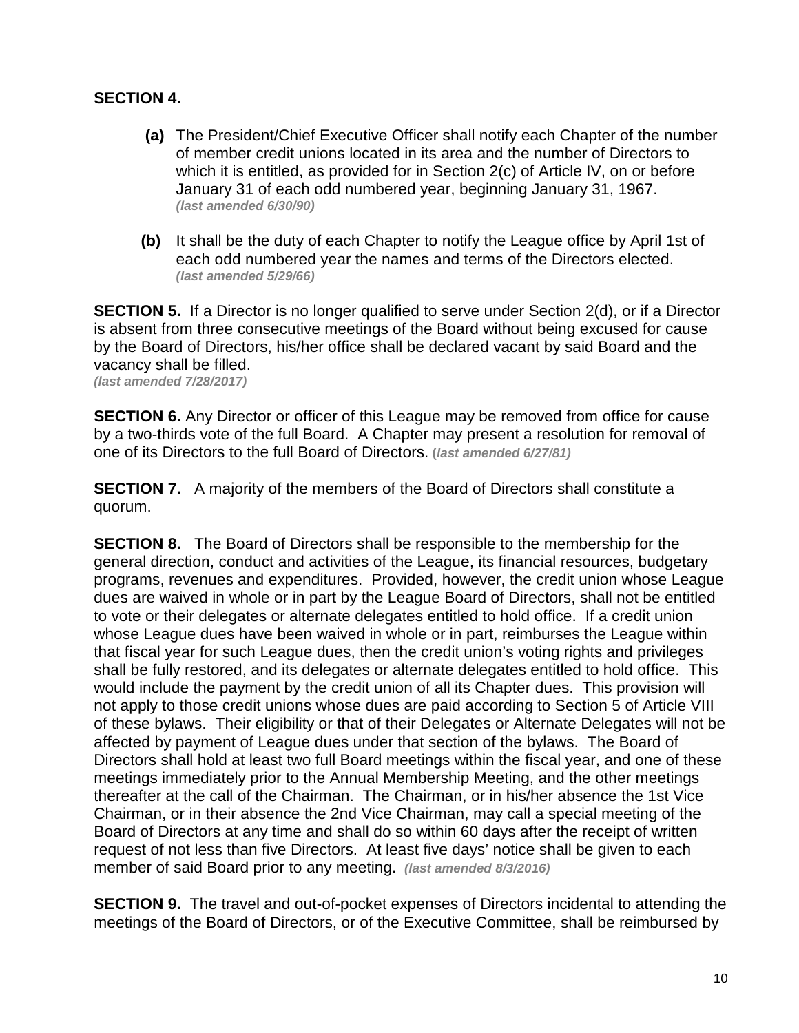**SECTION 4.**

**(a)** The President/Chief Executive Officer shall notify each Chapter of the number of member credit unions located in its area and the number of Directors to which it is entitled, as provided for in Section 2(c) of Article IV, on or before January 31 of each odd numbered year, beginning January 31, 1967. ***(last amended 6/30/90)***

**(b)** It shall be the duty of each Chapter to notify the League office by April 1st of each odd numbered year the names and terms of the Directors elected. ***(last amended 5/29/66)***

**SECTION 5.** If a Director is no longer qualified to serve under Section 2(d), or if a Director is absent from three consecutive meetings of the Board without being excused for cause by the Board of Directors, his/her office shall be declared vacant by said Board and the vacancy shall be filled.
***(last amended 7/28/2017)***

**SECTION 6.** Any Director or officer of this League may be removed from office for cause by a two-thirds vote of the full Board. A Chapter may present a resolution for removal of one of its Directors to the full Board of Directors. ***(last amended 6/27/81)***

**SECTION 7.** A majority of the members of the Board of Directors shall constitute a quorum.

**SECTION 8.** The Board of Directors shall be responsible to the membership for the general direction, conduct and activities of the League, its financial resources, budgetary programs, revenues and expenditures. Provided, however, the credit union whose League dues are waived in whole or in part by the League Board of Directors, shall not be entitled to vote or their delegates or alternate delegates entitled to hold office. If a credit union whose League dues have been waived in whole or in part, reimburses the League within that fiscal year for such League dues, then the credit union's voting rights and privileges shall be fully restored, and its delegates or alternate delegates entitled to hold office. This would include the payment by the credit union of all its Chapter dues. This provision will not apply to those credit unions whose dues are paid according to Section 5 of Article VIII of these bylaws. Their eligibility or that of their Delegates or Alternate Delegates will not be affected by payment of League dues under that section of the bylaws. The Board of Directors shall hold at least two full Board meetings within the fiscal year, and one of these meetings immediately prior to the Annual Membership Meeting, and the other meetings thereafter at the call of the Chairman. The Chairman, or in his/her absence the 1st Vice Chairman, or in their absence the 2nd Vice Chairman, may call a special meeting of the Board of Directors at any time and shall do so within 60 days after the receipt of written request of not less than five Directors. At least five days' notice shall be given to each member of said Board prior to any meeting. ***(last amended 8/3/2016)***

**SECTION 9.** The travel and out-of-pocket expenses of Directors incidental to attending the meetings of the Board of Directors, or of the Executive Committee, shall be reimbursed by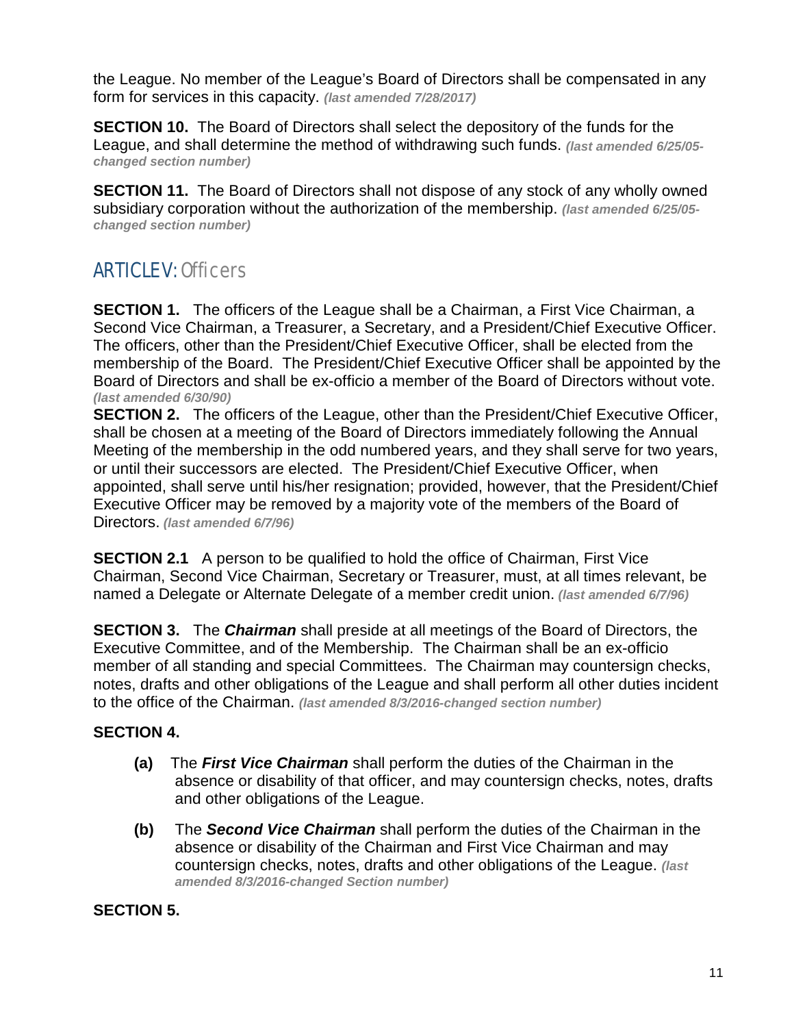the League. No member of the League's Board of Directors shall be compensated in any form for services in this capacity. ***(last amended 7/28/2017)***

**SECTION 10.** The Board of Directors shall select the depository of the funds for the League, and shall determine the method of withdrawing such funds. ***(last amended 6/25/05-changed section number)***

**SECTION 11.** The Board of Directors shall not dispose of any stock of any wholly owned subsidiary corporation without the authorization of the membership. ***(last amended 6/25/05-changed section number)***

## ARTICLE V: Officers

**SECTION 1.** The officers of the League shall be a Chairman, a First Vice Chairman, a Second Vice Chairman, a Treasurer, a Secretary, and a President/Chief Executive Officer. The officers, other than the President/Chief Executive Officer, shall be elected from the membership of the Board. The President/Chief Executive Officer shall be appointed by the Board of Directors and shall be ex-officio a member of the Board of Directors without vote. ***(last amended 6/30/90)***

**SECTION 2.** The officers of the League, other than the President/Chief Executive Officer, shall be chosen at a meeting of the Board of Directors immediately following the Annual Meeting of the membership in the odd numbered years, and they shall serve for two years, or until their successors are elected. The President/Chief Executive Officer, when appointed, shall serve until his/her resignation; provided, however, that the President/Chief Executive Officer may be removed by a majority vote of the members of the Board of Directors. ***(last amended 6/7/96)***

**SECTION 2.1** A person to be qualified to hold the office of Chairman, First Vice Chairman, Second Vice Chairman, Secretary or Treasurer, must, at all times relevant, be named a Delegate or Alternate Delegate of a member credit union. ***(last amended 6/7/96)***

**SECTION 3.** The ***Chairman*** shall preside at all meetings of the Board of Directors, the Executive Committee, and of the Membership. The Chairman shall be an ex-officio member of all standing and special Committees. The Chairman may countersign checks, notes, drafts and other obligations of the League and shall perform all other duties incident to the office of the Chairman. ***(last amended 8/3/2016-changed section number)***

**SECTION 4.**

- **(a)** The ***First Vice Chairman*** shall perform the duties of the Chairman in the absence or disability of that officer, and may countersign checks, notes, drafts and other obligations of the League.
- **(b)** The ***Second Vice Chairman*** shall perform the duties of the Chairman in the absence or disability of the Chairman and First Vice Chairman and may countersign checks, notes, drafts and other obligations of the League. ***(last amended 8/3/2016-changed Section number)***

**SECTION 5.**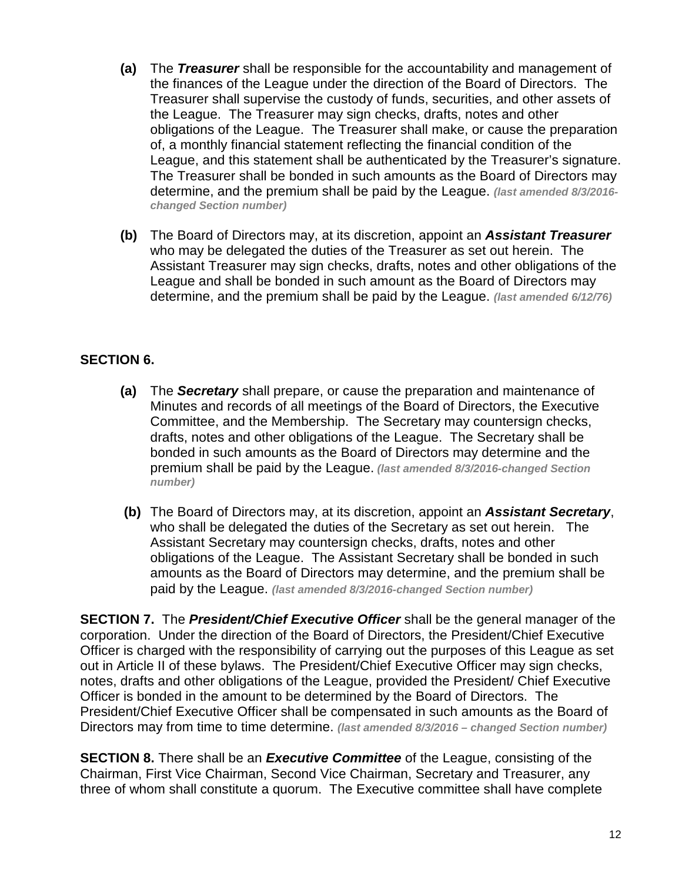**(a)** The ***Treasurer*** shall be responsible for the accountability and management of the finances of the League under the direction of the Board of Directors. The Treasurer shall supervise the custody of funds, securities, and other assets of the League. The Treasurer may sign checks, drafts, notes and other obligations of the League. The Treasurer shall make, or cause the preparation of, a monthly financial statement reflecting the financial condition of the League, and this statement shall be authenticated by the Treasurer's signature. The Treasurer shall be bonded in such amounts as the Board of Directors may determine, and the premium shall be paid by the League. ***(last amended 8/3/2016-changed Section number)***

**(b)** The Board of Directors may, at its discretion, appoint an ***Assistant Treasurer*** who may be delegated the duties of the Treasurer as set out herein. The Assistant Treasurer may sign checks, drafts, notes and other obligations of the League and shall be bonded in such amount as the Board of Directors may determine, and the premium shall be paid by the League. ***(last amended 6/12/76)***

**SECTION 6.**

**(a)** The ***Secretary*** shall prepare, or cause the preparation and maintenance of Minutes and records of all meetings of the Board of Directors, the Executive Committee, and the Membership. The Secretary may countersign checks, drafts, notes and other obligations of the League. The Secretary shall be bonded in such amounts as the Board of Directors may determine and the premium shall be paid by the League. ***(last amended 8/3/2016-changed Section number)***

**(b)** The Board of Directors may, at its discretion, appoint an ***Assistant Secretary***, who shall be delegated the duties of the Secretary as set out herein. The Assistant Secretary may countersign checks, drafts, notes and other obligations of the League. The Assistant Secretary shall be bonded in such amounts as the Board of Directors may determine, and the premium shall be paid by the League. ***(last amended 8/3/2016-changed Section number)***

**SECTION 7.** The ***President/Chief Executive Officer*** shall be the general manager of the corporation. Under the direction of the Board of Directors, the President/Chief Executive Officer is charged with the responsibility of carrying out the purposes of this League as set out in Article II of these bylaws. The President/Chief Executive Officer may sign checks, notes, drafts and other obligations of the League, provided the President/ Chief Executive Officer is bonded in the amount to be determined by the Board of Directors. The President/Chief Executive Officer shall be compensated in such amounts as the Board of Directors may from time to time determine. ***(last amended 8/3/2016 – changed Section number)***

**SECTION 8.** There shall be an ***Executive Committee*** of the League, consisting of the Chairman, First Vice Chairman, Second Vice Chairman, Secretary and Treasurer, any three of whom shall constitute a quorum. The Executive committee shall have complete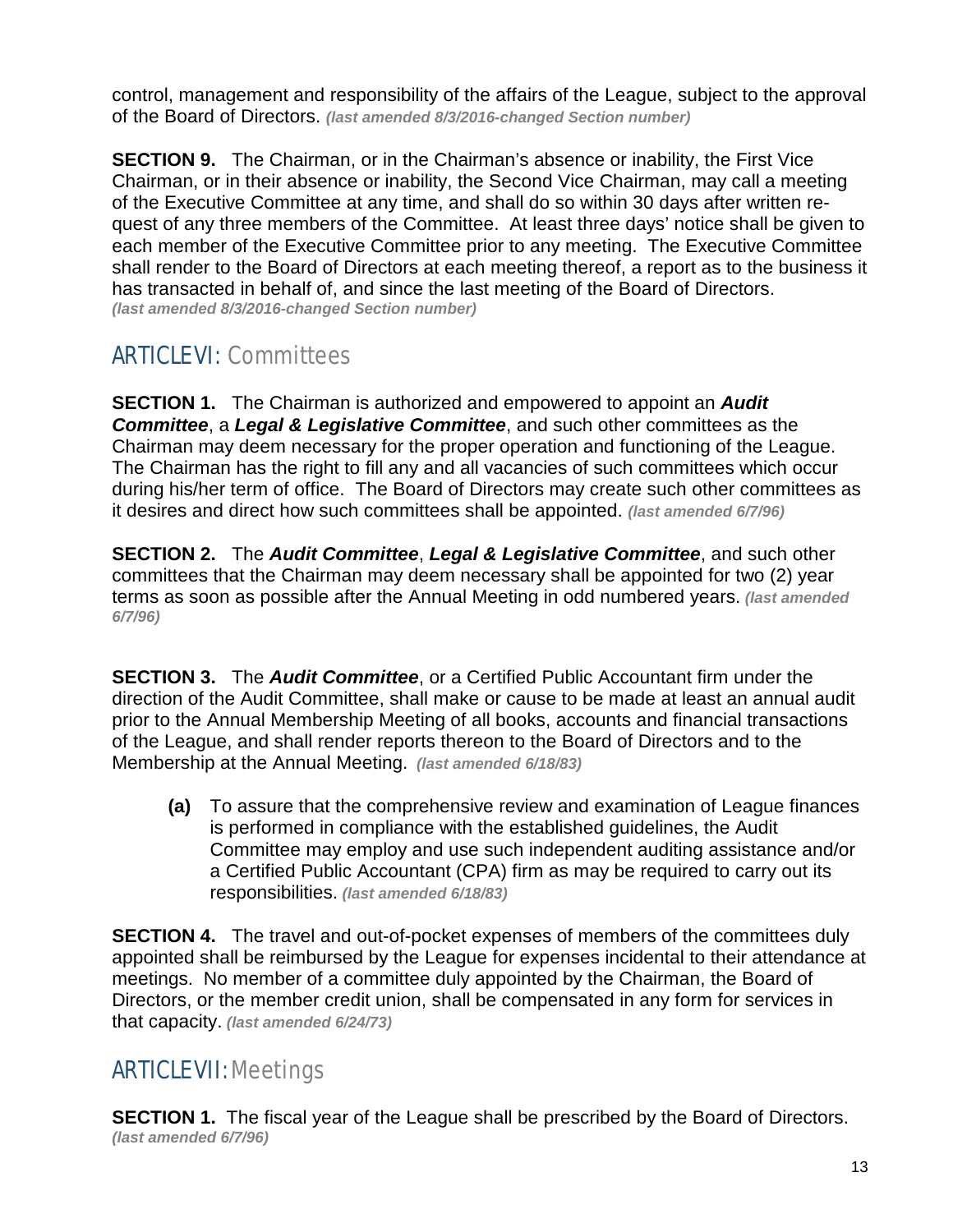control, management and responsibility of the affairs of the League, subject to the approval of the Board of Directors. ***(last amended 8/3/2016-changed Section number)***

**SECTION 9.** The Chairman, or in the Chairman's absence or inability, the First Vice Chairman, or in their absence or inability, the Second Vice Chairman, may call a meeting of the Executive Committee at any time, and shall do so within 30 days after written request of any three members of the Committee. At least three days' notice shall be given to each member of the Executive Committee prior to any meeting. The Executive Committee shall render to the Board of Directors at each meeting thereof, a report as to the business it has transacted in behalf of, and since the last meeting of the Board of Directors. ***(last amended 8/3/2016-changed Section number)***

## ARTICLE VI: Committees

**SECTION 1.** The Chairman is authorized and empowered to appoint an ***Audit Committee***, a ***Legal & Legislative Committee***, and such other committees as the Chairman may deem necessary for the proper operation and functioning of the League. The Chairman has the right to fill any and all vacancies of such committees which occur during his/her term of office. The Board of Directors may create such other committees as it desires and direct how such committees shall be appointed. ***(last amended 6/7/96)***

**SECTION 2.** The ***Audit Committee***, ***Legal & Legislative Committee***, and such other committees that the Chairman may deem necessary shall be appointed for two (2) year terms as soon as possible after the Annual Meeting in odd numbered years. ***(last amended 6/7/96)***

**SECTION 3.** The ***Audit Committee***, or a Certified Public Accountant firm under the direction of the Audit Committee, shall make or cause to be made at least an annual audit prior to the Annual Membership Meeting of all books, accounts and financial transactions of the League, and shall render reports thereon to the Board of Directors and to the Membership at the Annual Meeting. ***(last amended 6/18/83)***

- **(a)** To assure that the comprehensive review and examination of League finances is performed in compliance with the established guidelines, the Audit Committee may employ and use such independent auditing assistance and/or a Certified Public Accountant (CPA) firm as may be required to carry out its responsibilities. ***(last amended 6/18/83)***

**SECTION 4.** The travel and out-of-pocket expenses of members of the committees duly appointed shall be reimbursed by the League for expenses incidental to their attendance at meetings. No member of a committee duly appointed by the Chairman, the Board of Directors, or the member credit union, shall be compensated in any form for services in that capacity. ***(last amended 6/24/73)***

## ARTICLE VII: Meetings

**SECTION 1.** The fiscal year of the League shall be prescribed by the Board of Directors. ***(last amended 6/7/96)***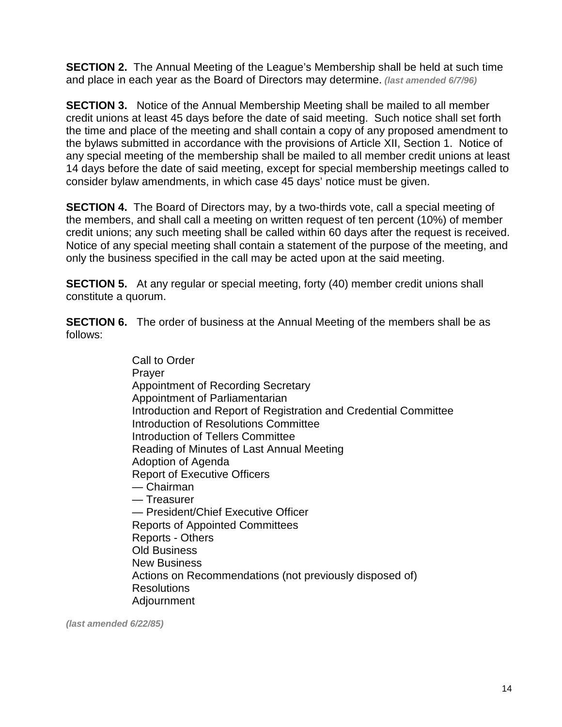**SECTION 2.** The Annual Meeting of the League's Membership shall be held at such time and place in each year as the Board of Directors may determine. ***(last amended 6/7/96)***

**SECTION 3.** Notice of the Annual Membership Meeting shall be mailed to all member credit unions at least 45 days before the date of said meeting. Such notice shall set forth the time and place of the meeting and shall contain a copy of any proposed amendment to the bylaws submitted in accordance with the provisions of Article XII, Section 1. Notice of any special meeting of the membership shall be mailed to all member credit unions at least 14 days before the date of said meeting, except for special membership meetings called to consider bylaw amendments, in which case 45 days' notice must be given.

**SECTION 4.** The Board of Directors may, by a two-thirds vote, call a special meeting of the members, and shall call a meeting on written request of ten percent (10%) of member credit unions; any such meeting shall be called within 60 days after the request is received. Notice of any special meeting shall contain a statement of the purpose of the meeting, and only the business specified in the call may be acted upon at the said meeting.

**SECTION 5.** At any regular or special meeting, forty (40) member credit unions shall constitute a quorum.

**SECTION 6.** The order of business at the Annual Meeting of the members shall be as follows:

Call to Order
Prayer
Appointment of Recording Secretary
Appointment of Parliamentarian
Introduction and Report of Registration and Credential Committee
Introduction of Resolutions Committee
Introduction of Tellers Committee
Reading of Minutes of Last Annual Meeting
Adoption of Agenda
Report of Executive Officers
— Chairman
— Treasurer
— President/Chief Executive Officer
Reports of Appointed Committees
Reports - Others
Old Business
New Business
Actions on Recommendations (not previously disposed of)
Resolutions
Adjournment

***(last amended 6/22/85)***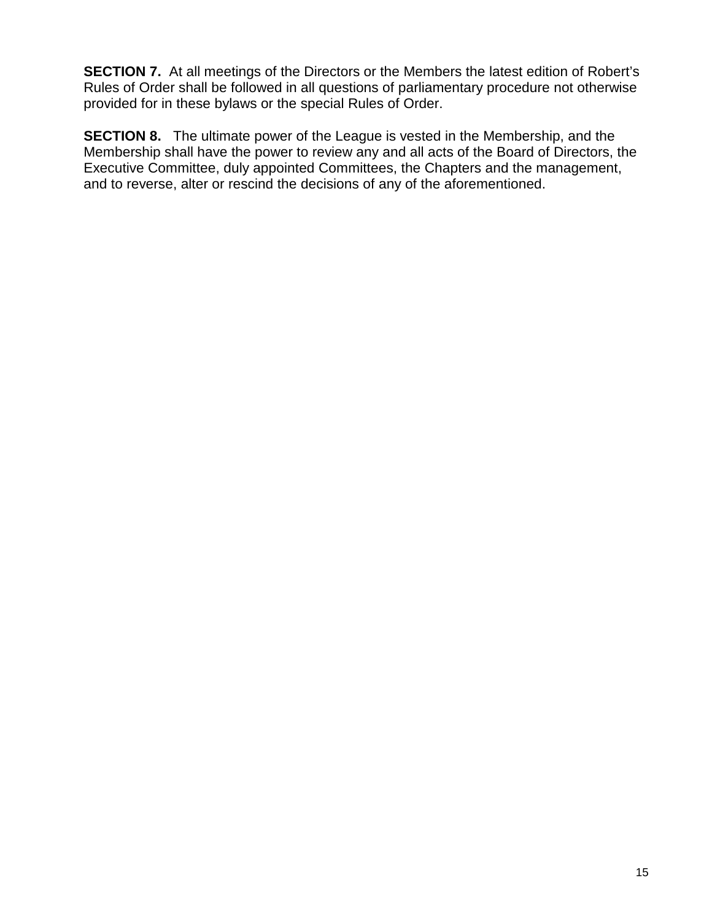**SECTION 7.** At all meetings of the Directors or the Members the latest edition of Robert's Rules of Order shall be followed in all questions of parliamentary procedure not otherwise provided for in these bylaws or the special Rules of Order.

**SECTION 8.** The ultimate power of the League is vested in the Membership, and the Membership shall have the power to review any and all acts of the Board of Directors, the Executive Committee, duly appointed Committees, the Chapters and the management, and to reverse, alter or rescind the decisions of any of the aforementioned.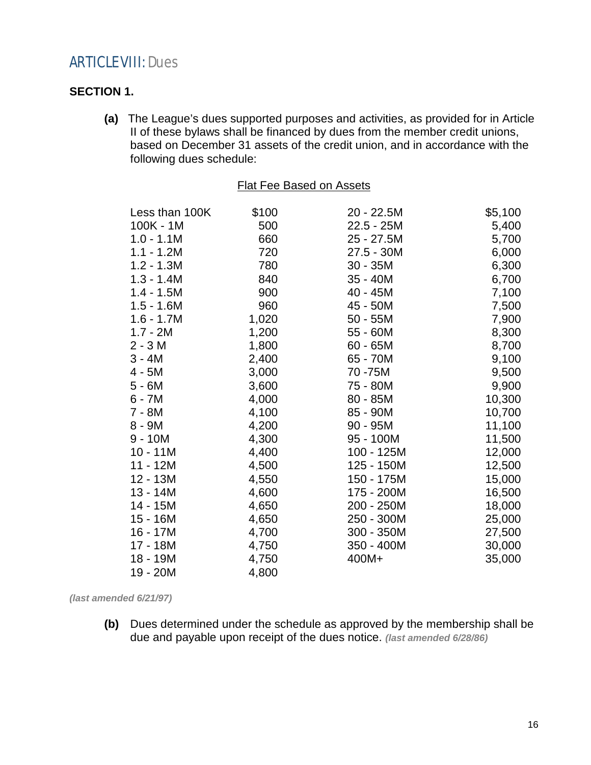## ARTICLE VIII: Dues

**SECTION 1.**

**(a)** The League's dues supported purposes and activities, as provided for in Article II of these bylaws shall be financed by dues from the member credit unions, based on December 31 assets of the credit union, and in accordance with the following dues schedule:

Flat Fee Based on Assets

| | | | |
|---|---|---|---|
| Less than 100K | $100 | 20 - 22.5M | $5,100 |
| 100K - 1M | 500 | 22.5 - 25M | 5,400 |
| 1.0 - 1.1M | 660 | 25 - 27.5M | 5,700 |
| 1.1 - 1.2M | 720 | 27.5 - 30M | 6,000 |
| 1.2 - 1.3M | 780 | 30 - 35M | 6,300 |
| 1.3 - 1.4M | 840 | 35 - 40M | 6,700 |
| 1.4 - 1.5M | 900 | 40 - 45M | 7,100 |
| 1.5 - 1.6M | 960 | 45 - 50M | 7,500 |
| 1.6 - 1.7M | 1,020 | 50 - 55M | 7,900 |
| 1.7 - 2M | 1,200 | 55 - 60M | 8,300 |
| 2 - 3 M | 1,800 | 60 - 65M | 8,700 |
| 3 - 4M | 2,400 | 65 - 70M | 9,100 |
| 4 - 5M | 3,000 | 70 -75M | 9,500 |
| 5 - 6M | 3,600 | 75 - 80M | 9,900 |
| 6 - 7M | 4,000 | 80 - 85M | 10,300 |
| 7 - 8M | 4,100 | 85 - 90M | 10,700 |
| 8 - 9M | 4,200 | 90 - 95M | 11,100 |
| 9 - 10M | 4,300 | 95 - 100M | 11,500 |
| 10 - 11M | 4,400 | 100 - 125M | 12,000 |
| 11 - 12M | 4,500 | 125 - 150M | 12,500 |
| 12 - 13M | 4,550 | 150 - 175M | 15,000 |
| 13 - 14M | 4,600 | 175 - 200M | 16,500 |
| 14 - 15M | 4,650 | 200 - 250M | 18,000 |
| 15 - 16M | 4,650 | 250 - 300M | 25,000 |
| 16 - 17M | 4,700 | 300 - 350M | 27,500 |
| 17 - 18M | 4,750 | 350 - 400M | 30,000 |
| 18 - 19M | 4,750 | 400M+ | 35,000 |
| 19 - 20M | 4,800 | | |

***(last amended 6/21/97)***

**(b)** Dues determined under the schedule as approved by the membership shall be due and payable upon receipt of the dues notice. ***(last amended 6/28/86)***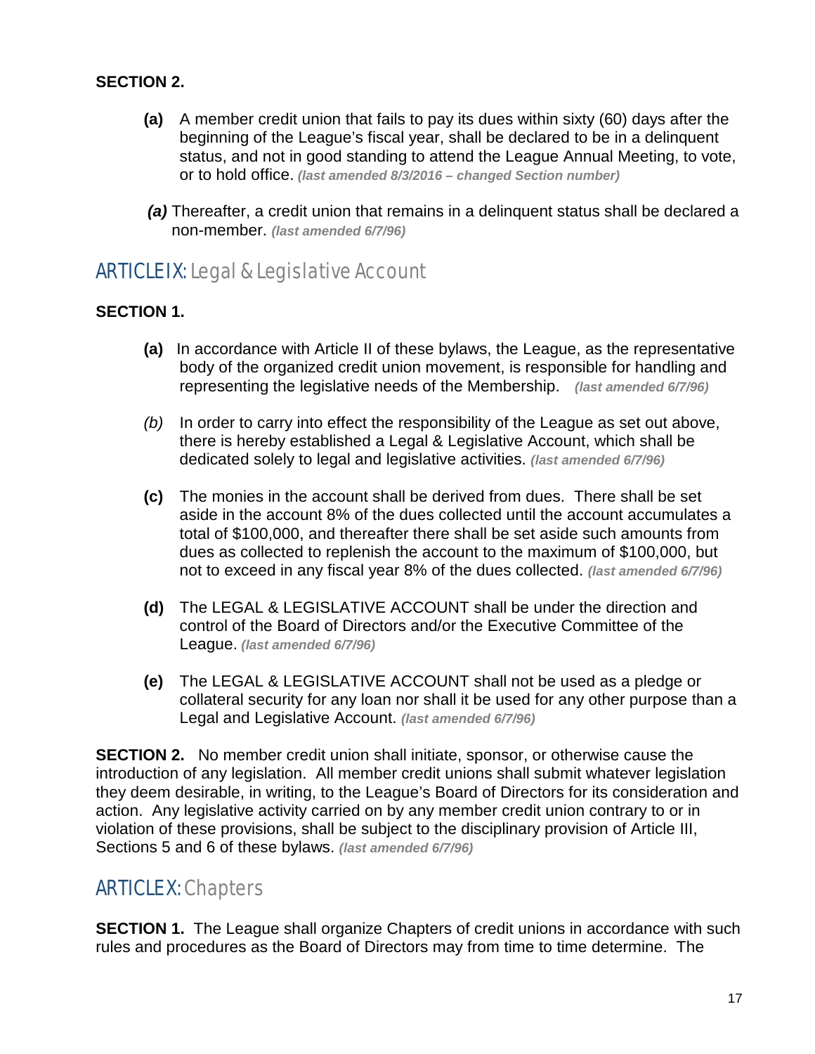**SECTION 2.**

**(a)** A member credit union that fails to pay its dues within sixty (60) days after the beginning of the League's fiscal year, shall be declared to be in a delinquent status, and not in good standing to attend the League Annual Meeting, to vote, or to hold office. ***(last amended 8/3/2016 – changed Section number)***

***(a)*** Thereafter, a credit union that remains in a delinquent status shall be declared a non-member. ***(last amended 6/7/96)***

## ARTICLE IX: Legal & Legislative Account

**SECTION 1.**

**(a)** In accordance with Article II of these bylaws, the League, as the representative body of the organized credit union movement, is responsible for handling and representing the legislative needs of the Membership. ***(last amended 6/7/96)***

*(b)* In order to carry into effect the responsibility of the League as set out above, there is hereby established a Legal & Legislative Account, which shall be dedicated solely to legal and legislative activities. ***(last amended 6/7/96)***

**(c)** The monies in the account shall be derived from dues. There shall be set aside in the account 8% of the dues collected until the account accumulates a total of $100,000, and thereafter there shall be set aside such amounts from dues as collected to replenish the account to the maximum of $100,000, but not to exceed in any fiscal year 8% of the dues collected. ***(last amended 6/7/96)***

**(d)** The LEGAL & LEGISLATIVE ACCOUNT shall be under the direction and control of the Board of Directors and/or the Executive Committee of the League. ***(last amended 6/7/96)***

**(e)** The LEGAL & LEGISLATIVE ACCOUNT shall not be used as a pledge or collateral security for any loan nor shall it be used for any other purpose than a Legal and Legislative Account. ***(last amended 6/7/96)***

**SECTION 2.** No member credit union shall initiate, sponsor, or otherwise cause the introduction of any legislation. All member credit unions shall submit whatever legislation they deem desirable, in writing, to the League's Board of Directors for its consideration and action. Any legislative activity carried on by any member credit union contrary to or in violation of these provisions, shall be subject to the disciplinary provision of Article III, Sections 5 and 6 of these bylaws. ***(last amended 6/7/96)***

## ARTICLE X: Chapters

**SECTION 1.** The League shall organize Chapters of credit unions in accordance with such rules and procedures as the Board of Directors may from time to time determine. The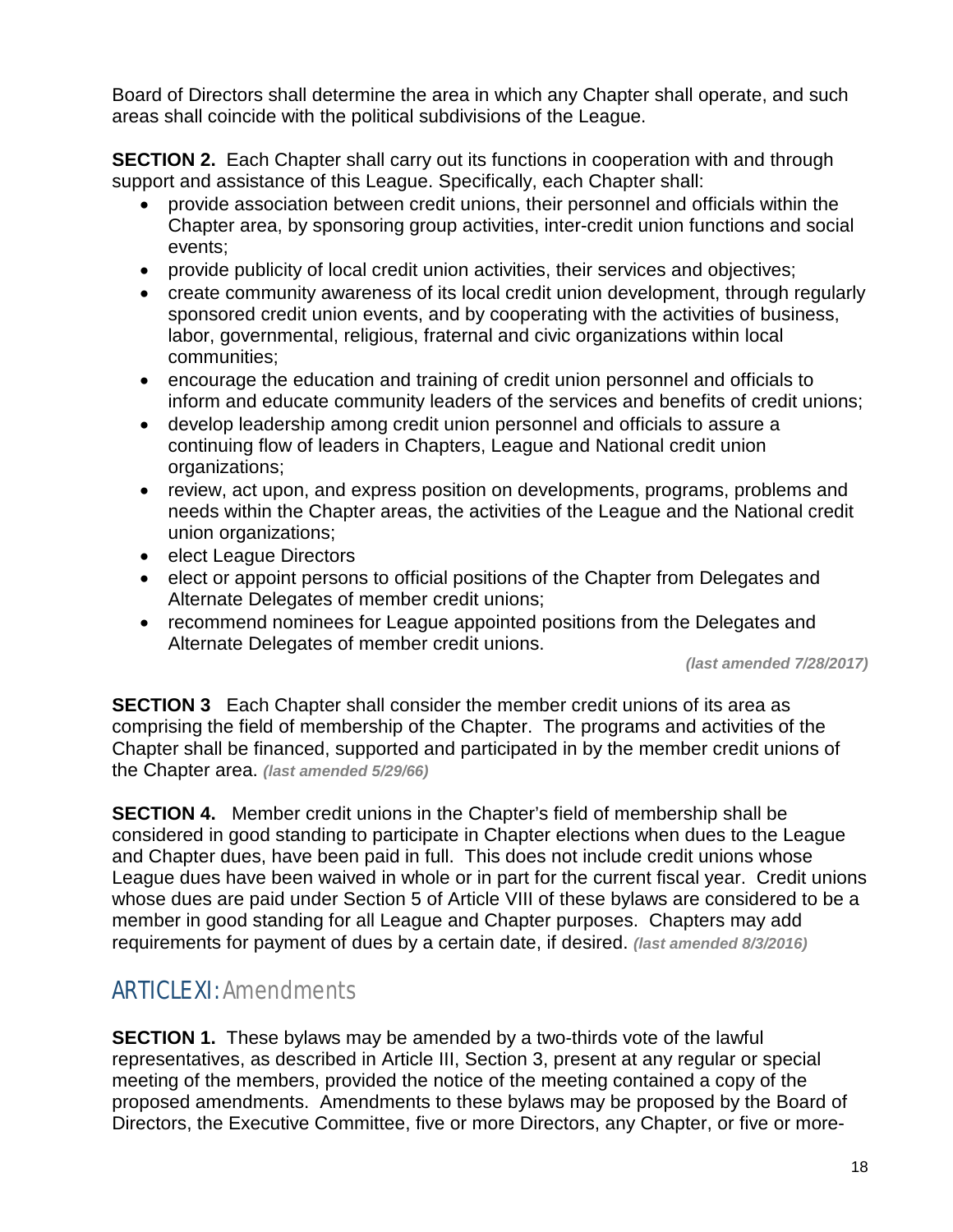Board of Directors shall determine the area in which any Chapter shall operate, and such areas shall coincide with the political subdivisions of the League.

**SECTION 2.** Each Chapter shall carry out its functions in cooperation with and through support and assistance of this League. Specifically, each Chapter shall:

- provide association between credit unions, their personnel and officials within the Chapter area, by sponsoring group activities, inter-credit union functions and social events;
- provide publicity of local credit union activities, their services and objectives;
- create community awareness of its local credit union development, through regularly sponsored credit union events, and by cooperating with the activities of business, labor, governmental, religious, fraternal and civic organizations within local communities;
- encourage the education and training of credit union personnel and officials to inform and educate community leaders of the services and benefits of credit unions;
- develop leadership among credit union personnel and officials to assure a continuing flow of leaders in Chapters, League and National credit union organizations;
- review, act upon, and express position on developments, programs, problems and needs within the Chapter areas, the activities of the League and the National credit union organizations;
- elect League Directors
- elect or appoint persons to official positions of the Chapter from Delegates and Alternate Delegates of member credit unions;
- recommend nominees for League appointed positions from the Delegates and Alternate Delegates of member credit unions.

***(last amended 7/28/2017)***

**SECTION 3** Each Chapter shall consider the member credit unions of its area as comprising the field of membership of the Chapter. The programs and activities of the Chapter shall be financed, supported and participated in by the member credit unions of the Chapter area. ***(last amended 5/29/66)***

**SECTION 4.** Member credit unions in the Chapter's field of membership shall be considered in good standing to participate in Chapter elections when dues to the League and Chapter dues, have been paid in full. This does not include credit unions whose League dues have been waived in whole or in part for the current fiscal year. Credit unions whose dues are paid under Section 5 of Article VIII of these bylaws are considered to be a member in good standing for all League and Chapter purposes. Chapters may add requirements for payment of dues by a certain date, if desired. ***(last amended 8/3/2016)***

## ARTICLE XI: Amendments

**SECTION 1.** These bylaws may be amended by a two-thirds vote of the lawful representatives, as described in Article III, Section 3, present at any regular or special meeting of the members, provided the notice of the meeting contained a copy of the proposed amendments. Amendments to these bylaws may be proposed by the Board of Directors, the Executive Committee, five or more Directors, any Chapter, or five or more-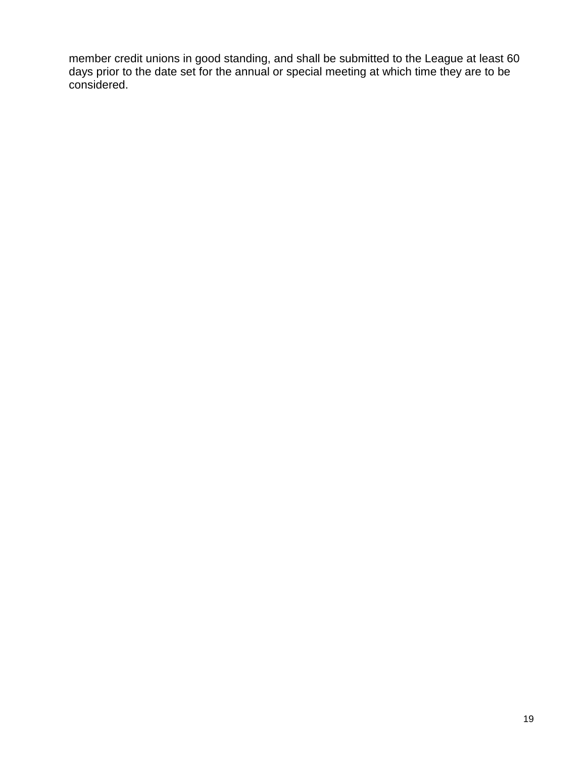member credit unions in good standing, and shall be submitted to the League at least 60 days prior to the date set for the annual or special meeting at which time they are to be considered.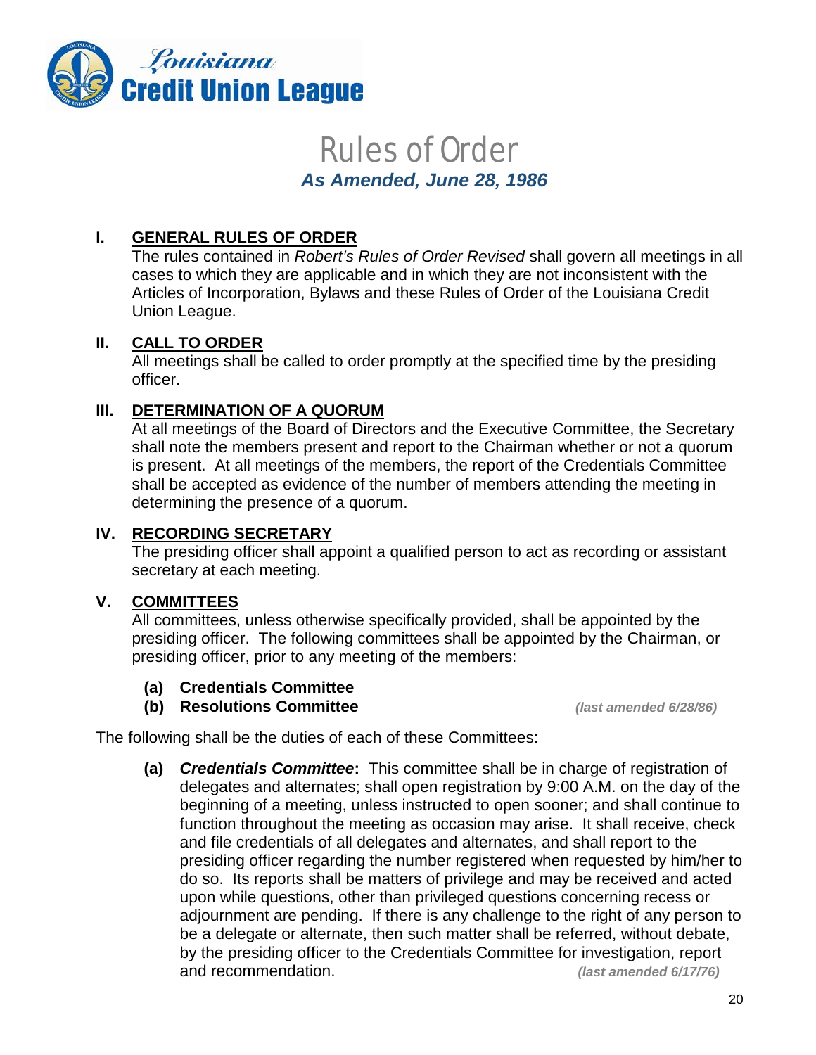# Rules of Order

***As Amended, June 28, 1986***

**I. GENERAL RULES OF ORDER**

The rules contained in *Robert's Rules of Order Revised* shall govern all meetings in all cases to which they are applicable and in which they are not inconsistent with the Articles of Incorporation, Bylaws and these Rules of Order of the Louisiana Credit Union League.

**II. CALL TO ORDER**

All meetings shall be called to order promptly at the specified time by the presiding officer.

**III. DETERMINATION OF A QUORUM**

At all meetings of the Board of Directors and the Executive Committee, the Secretary shall note the members present and report to the Chairman whether or not a quorum is present. At all meetings of the members, the report of the Credentials Committee shall be accepted as evidence of the number of members attending the meeting in determining the presence of a quorum.

**IV. RECORDING SECRETARY**

The presiding officer shall appoint a qualified person to act as recording or assistant secretary at each meeting.

**V. COMMITTEES**

All committees, unless otherwise specifically provided, shall be appointed by the presiding officer. The following committees shall be appointed by the Chairman, or presiding officer, prior to any meeting of the members:

**(a) Credentials Committee**
**(b) Resolutions Committee** ***(last amended 6/28/86)***

The following shall be the duties of each of these Committees:

**(a)** ***Credentials Committee*****:** This committee shall be in charge of registration of delegates and alternates; shall open registration by 9:00 A.M. on the day of the beginning of a meeting, unless instructed to open sooner; and shall continue to function throughout the meeting as occasion may arise. It shall receive, check and file credentials of all delegates and alternates, and shall report to the presiding officer regarding the number registered when requested by him/her to do so. Its reports shall be matters of privilege and may be received and acted upon while questions, other than privileged questions concerning recess or adjournment are pending. If there is any challenge to the right of any person to be a delegate or alternate, then such matter shall be referred, without debate, by the presiding officer to the Credentials Committee for investigation, report and recommendation. ***(last amended 6/17/76)***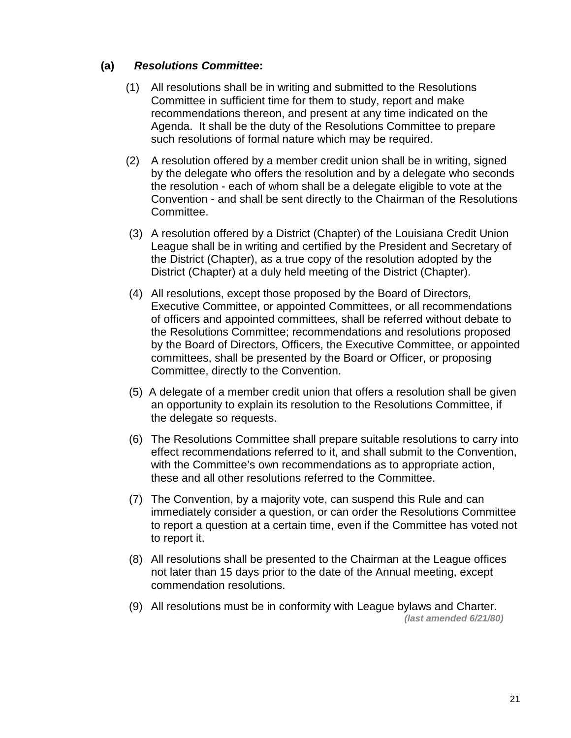**(a)** ***Resolutions Committee*:**

(1) All resolutions shall be in writing and submitted to the Resolutions Committee in sufficient time for them to study, report and make recommendations thereon, and present at any time indicated on the Agenda. It shall be the duty of the Resolutions Committee to prepare such resolutions of formal nature which may be required.

(2) A resolution offered by a member credit union shall be in writing, signed by the delegate who offers the resolution and by a delegate who seconds the resolution - each of whom shall be a delegate eligible to vote at the Convention - and shall be sent directly to the Chairman of the Resolutions Committee.

(3) A resolution offered by a District (Chapter) of the Louisiana Credit Union League shall be in writing and certified by the President and Secretary of the District (Chapter), as a true copy of the resolution adopted by the District (Chapter) at a duly held meeting of the District (Chapter).

(4) All resolutions, except those proposed by the Board of Directors, Executive Committee, or appointed Committees, or all recommendations of officers and appointed committees, shall be referred without debate to the Resolutions Committee; recommendations and resolutions proposed by the Board of Directors, Officers, the Executive Committee, or appointed committees, shall be presented by the Board or Officer, or proposing Committee, directly to the Convention.

(5) A delegate of a member credit union that offers a resolution shall be given an opportunity to explain its resolution to the Resolutions Committee, if the delegate so requests.

(6) The Resolutions Committee shall prepare suitable resolutions to carry into effect recommendations referred to it, and shall submit to the Convention, with the Committee's own recommendations as to appropriate action, these and all other resolutions referred to the Committee.

(7) The Convention, by a majority vote, can suspend this Rule and can immediately consider a question, or can order the Resolutions Committee to report a question at a certain time, even if the Committee has voted not to report it.

(8) All resolutions shall be presented to the Chairman at the League offices not later than 15 days prior to the date of the Annual meeting, except commendation resolutions.

(9) All resolutions must be in conformity with League bylaws and Charter.

***(last amended 6/21/80)***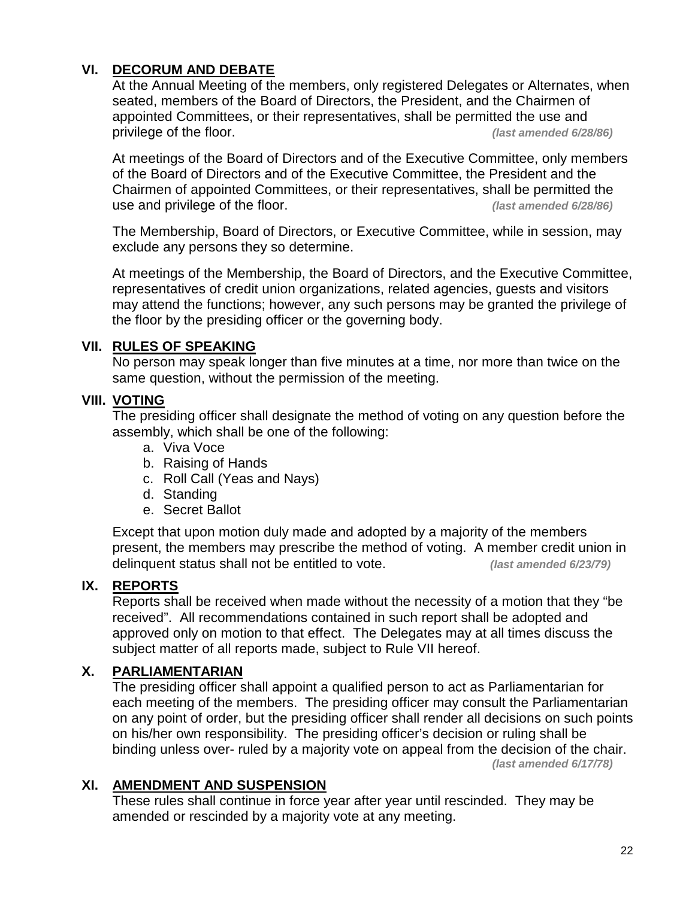## VI. DECORUM AND DEBATE

At the Annual Meeting of the members, only registered Delegates or Alternates, when seated, members of the Board of Directors, the President, and the Chairmen of appointed Committees, or their representatives, shall be permitted the use and privilege of the floor. ***(last amended 6/28/86)***

At meetings of the Board of Directors and of the Executive Committee, only members of the Board of Directors and of the Executive Committee, the President and the Chairmen of appointed Committees, or their representatives, shall be permitted the use and privilege of the floor. ***(last amended 6/28/86)***

The Membership, Board of Directors, or Executive Committee, while in session, may exclude any persons they so determine.

At meetings of the Membership, the Board of Directors, and the Executive Committee, representatives of credit union organizations, related agencies, guests and visitors may attend the functions; however, any such persons may be granted the privilege of the floor by the presiding officer or the governing body.

## VII. RULES OF SPEAKING

No person may speak longer than five minutes at a time, nor more than twice on the same question, without the permission of the meeting.

## VIII. VOTING

The presiding officer shall designate the method of voting on any question before the assembly, which shall be one of the following:

a. Viva Voce
b. Raising of Hands
c. Roll Call (Yeas and Nays)
d. Standing
e. Secret Ballot

Except that upon motion duly made and adopted by a majority of the members present, the members may prescribe the method of voting. A member credit union in delinquent status shall not be entitled to vote. ***(last amended 6/23/79)***

## IX. REPORTS

Reports shall be received when made without the necessity of a motion that they "be received". All recommendations contained in such report shall be adopted and approved only on motion to that effect. The Delegates may at all times discuss the subject matter of all reports made, subject to Rule VII hereof.

## X. PARLIAMENTARIAN

The presiding officer shall appoint a qualified person to act as Parliamentarian for each meeting of the members. The presiding officer may consult the Parliamentarian on any point of order, but the presiding officer shall render all decisions on such points on his/her own responsibility. The presiding officer's decision or ruling shall be binding unless over- ruled by a majority vote on appeal from the decision of the chair. ***(last amended 6/17/78)***

## XI. AMENDMENT AND SUSPENSION

These rules shall continue in force year after year until rescinded. They may be amended or rescinded by a majority vote at any meeting.